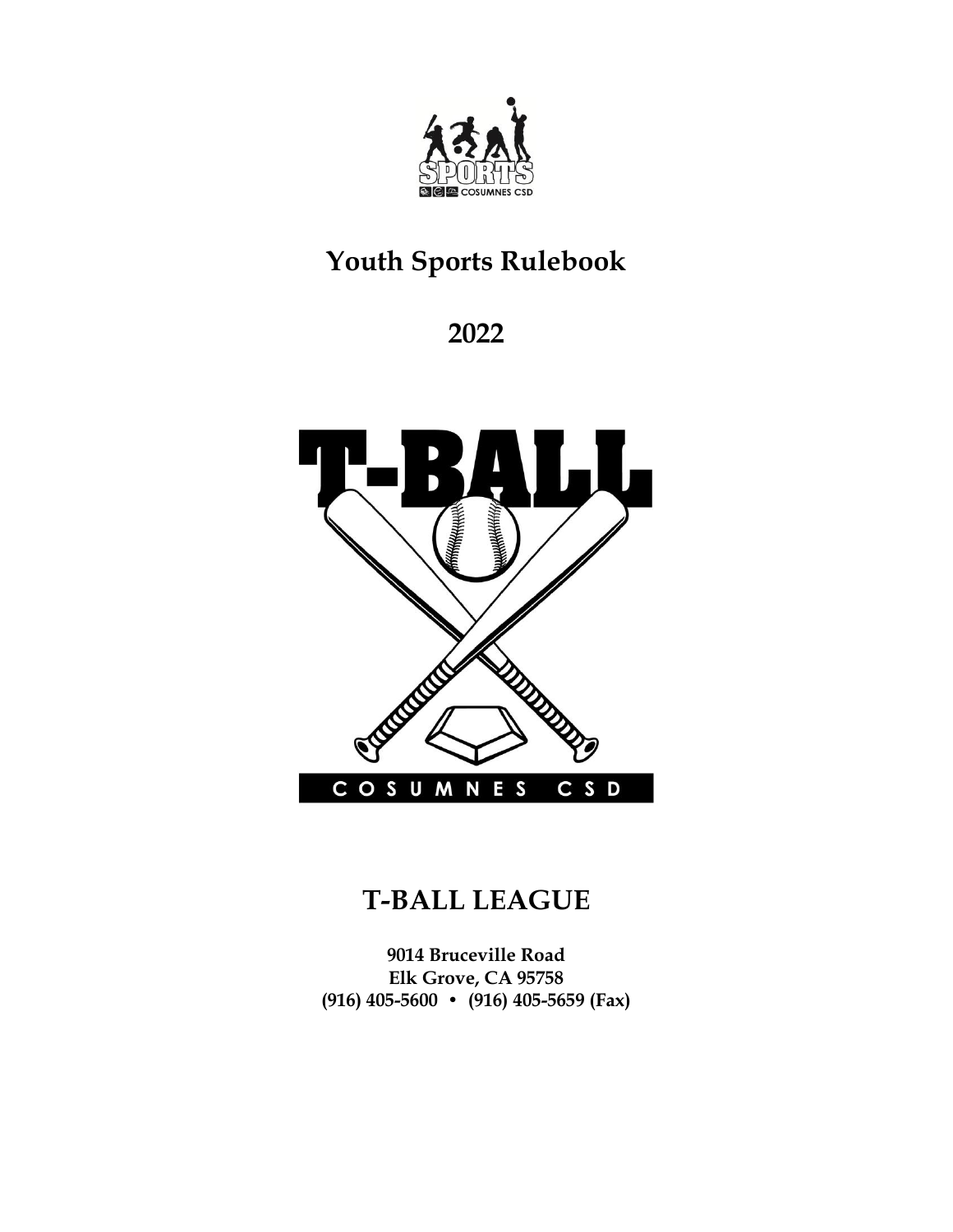# Youth Sports Rulebook

## 2022

# T-BALL LEAGUE

**9014 Bruceville Road**
**Elk Grove, CA 95758**
**(916) 405-5600 • (916) 405-5659 (Fax)**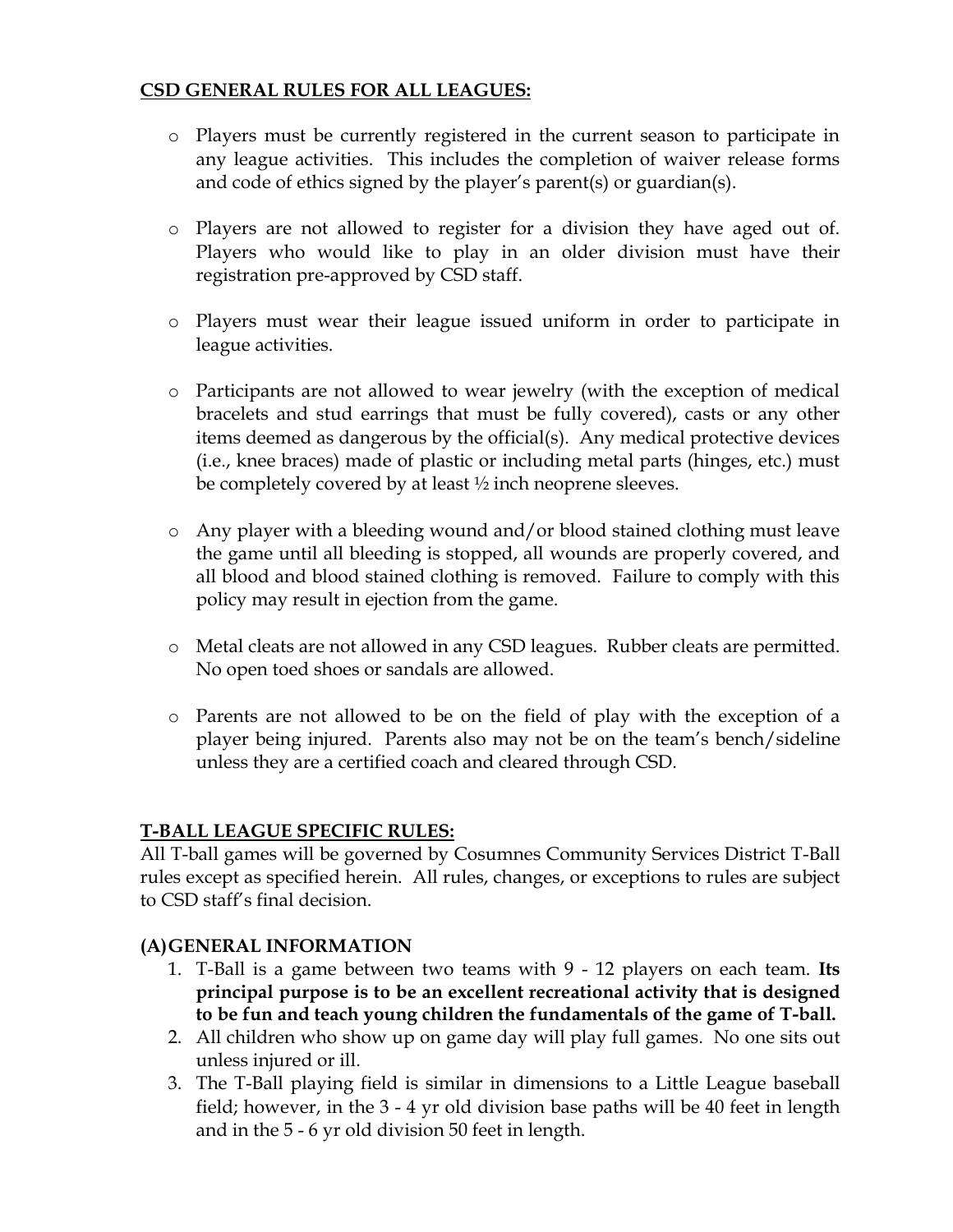## CSD GENERAL RULES FOR ALL LEAGUES:

- Players must be currently registered in the current season to participate in any league activities. This includes the completion of waiver release forms and code of ethics signed by the player's parent(s) or guardian(s).

- Players are not allowed to register for a division they have aged out of. Players who would like to play in an older division must have their registration pre-approved by CSD staff.

- Players must wear their league issued uniform in order to participate in league activities.

- Participants are not allowed to wear jewelry (with the exception of medical bracelets and stud earrings that must be fully covered), casts or any other items deemed as dangerous by the official(s). Any medical protective devices (i.e., knee braces) made of plastic or including metal parts (hinges, etc.) must be completely covered by at least ½ inch neoprene sleeves.

- Any player with a bleeding wound and/or blood stained clothing must leave the game until all bleeding is stopped, all wounds are properly covered, and all blood and blood stained clothing is removed. Failure to comply with this policy may result in ejection from the game.

- Metal cleats are not allowed in any CSD leagues. Rubber cleats are permitted. No open toed shoes or sandals are allowed.

- Parents are not allowed to be on the field of play with the exception of a player being injured. Parents also may not be on the team's bench/sideline unless they are a certified coach and cleared through CSD.

## T-BALL LEAGUE SPECIFIC RULES:

All T-ball games will be governed by Cosumnes Community Services District T-Ball rules except as specified herein. All rules, changes, or exceptions to rules are subject to CSD staff's final decision.

### (A) GENERAL INFORMATION

1. T-Ball is a game between two teams with 9 - 12 players on each team. **Its principal purpose is to be an excellent recreational activity that is designed to be fun and teach young children the fundamentals of the game of T-ball.**
2. All children who show up on game day will play full games. No one sits out unless injured or ill.
3. The T-Ball playing field is similar in dimensions to a Little League baseball field; however, in the 3 - 4 yr old division base paths will be 40 feet in length and in the 5 - 6 yr old division 50 feet in length.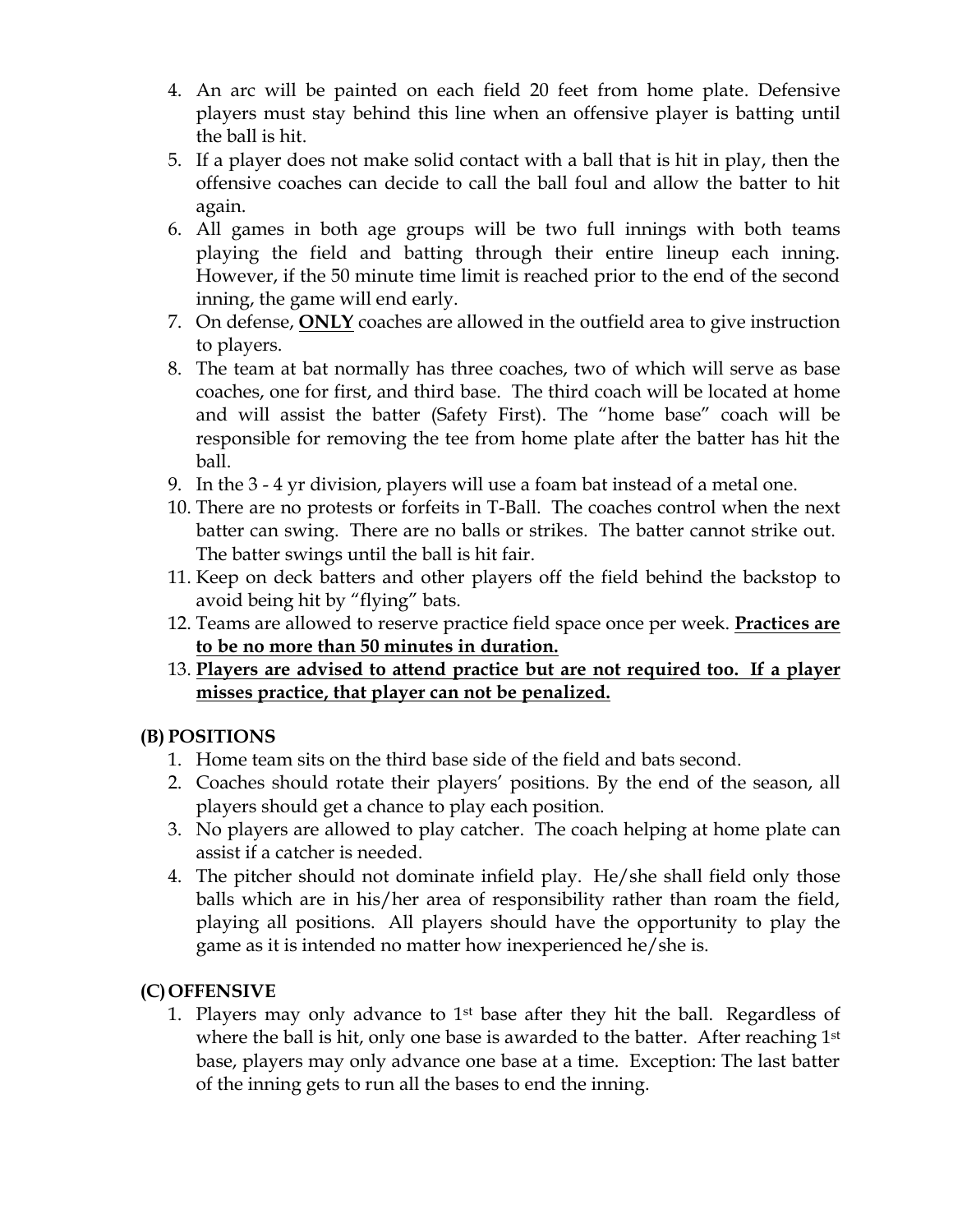4. An arc will be painted on each field 20 feet from home plate. Defensive players must stay behind this line when an offensive player is batting until the ball is hit.
5. If a player does not make solid contact with a ball that is hit in play, then the offensive coaches can decide to call the ball foul and allow the batter to hit again.
6. All games in both age groups will be two full innings with both teams playing the field and batting through their entire lineup each inning. However, if the 50 minute time limit is reached prior to the end of the second inning, the game will end early.
7. On defense, <u>**ONLY**</u> coaches are allowed in the outfield area to give instruction to players.
8. The team at bat normally has three coaches, two of which will serve as base coaches, one for first, and third base. The third coach will be located at home and will assist the batter (Safety First). The "home base" coach will be responsible for removing the tee from home plate after the batter has hit the ball.
9. In the 3 - 4 yr division, players will use a foam bat instead of a metal one.
10. There are no protests or forfeits in T-Ball. The coaches control when the next batter can swing. There are no balls or strikes. The batter cannot strike out. The batter swings until the ball is hit fair.
11. Keep on deck batters and other players off the field behind the backstop to avoid being hit by "flying" bats.
12. Teams are allowed to reserve practice field space once per week. <u>**Practices are to be no more than 50 minutes in duration.**</u>
13. <u>**Players are advised to attend practice but are not required too. If a player misses practice, that player can not be penalized.**</u>

## (B) POSITIONS

1. Home team sits on the third base side of the field and bats second.
2. Coaches should rotate their players' positions. By the end of the season, all players should get a chance to play each position.
3. No players are allowed to play catcher. The coach helping at home plate can assist if a catcher is needed.
4. The pitcher should not dominate infield play. He/she shall field only those balls which are in his/her area of responsibility rather than roam the field, playing all positions. All players should have the opportunity to play the game as it is intended no matter how inexperienced he/she is.

## (C) OFFENSIVE

1. Players may only advance to 1st base after they hit the ball. Regardless of where the ball is hit, only one base is awarded to the batter. After reaching 1st base, players may only advance one base at a time. Exception: The last batter of the inning gets to run all the bases to end the inning.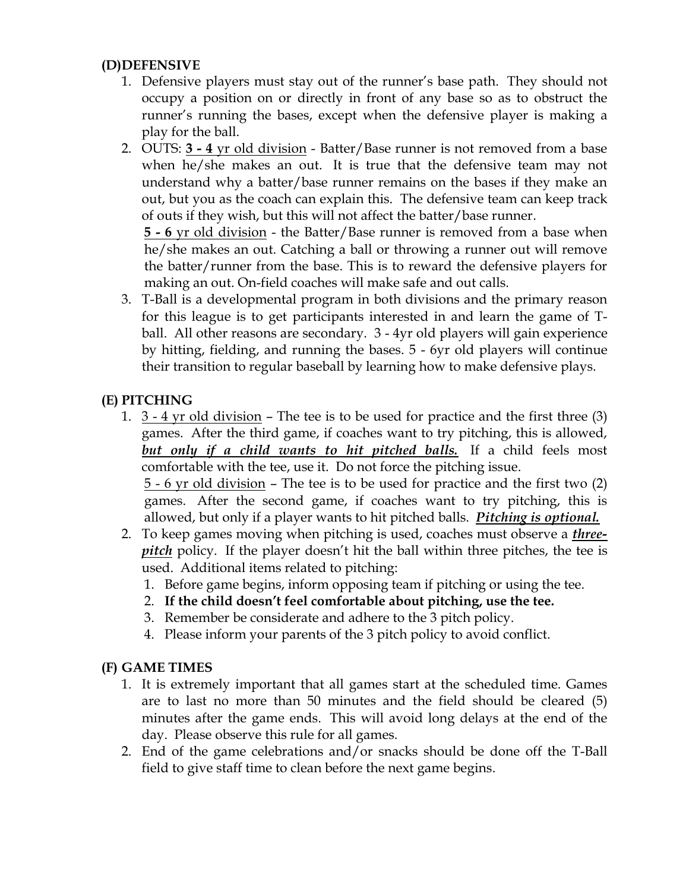## (D)DEFENSIVE

1. Defensive players must stay out of the runner's base path. They should not occupy a position on or directly in front of any base so as to obstruct the runner's running the bases, except when the defensive player is making a play for the ball.
2. OUTS: <u>**3 - 4** yr old division</u> - Batter/Base runner is not removed from a base when he/she makes an out. It is true that the defensive team may not understand why a batter/base runner remains on the bases if they make an out, but you as the coach can explain this. The defensive team can keep track of outs if they wish, but this will not affect the batter/base runner.

   <u>**5 - 6** yr old division</u> - the Batter/Base runner is removed from a base when he/she makes an out. Catching a ball or throwing a runner out will remove the batter/runner from the base. This is to reward the defensive players for making an out. On-field coaches will make safe and out calls.
3. T-Ball is a developmental program in both divisions and the primary reason for this league is to get participants interested in and learn the game of T-ball. All other reasons are secondary. 3 - 4yr old players will gain experience by hitting, fielding, and running the bases. 5 - 6yr old players will continue their transition to regular baseball by learning how to make defensive plays.

## (E) PITCHING

1. <u>3 - 4 yr old division</u> – The tee is to be used for practice and the first three (3) games. After the third game, if coaches want to try pitching, this is allowed, ***<u>but only if a child wants to hit pitched balls.</u>*** If a child feels most comfortable with the tee, use it. Do not force the pitching issue.

   <u>5 - 6 yr old division</u> – The tee is to be used for practice and the first two (2) games. After the second game, if coaches want to try pitching, this is allowed, but only if a player wants to hit pitched balls. ***<u>Pitching is optional.</u>***
2. To keep games moving when pitching is used, coaches must observe a ***<u>three-pitch</u>*** policy. If the player doesn't hit the ball within three pitches, the tee is used. Additional items related to pitching:
   1. Before game begins, inform opposing team if pitching or using the tee.
   2. **If the child doesn't feel comfortable about pitching, use the tee.**
   3. Remember be considerate and adhere to the 3 pitch policy.
   4. Please inform your parents of the 3 pitch policy to avoid conflict.

## (F) GAME TIMES

1. It is extremely important that all games start at the scheduled time. Games are to last no more than 50 minutes and the field should be cleared (5) minutes after the game ends. This will avoid long delays at the end of the day. Please observe this rule for all games.
2. End of the game celebrations and/or snacks should be done off the T-Ball field to give staff time to clean before the next game begins.